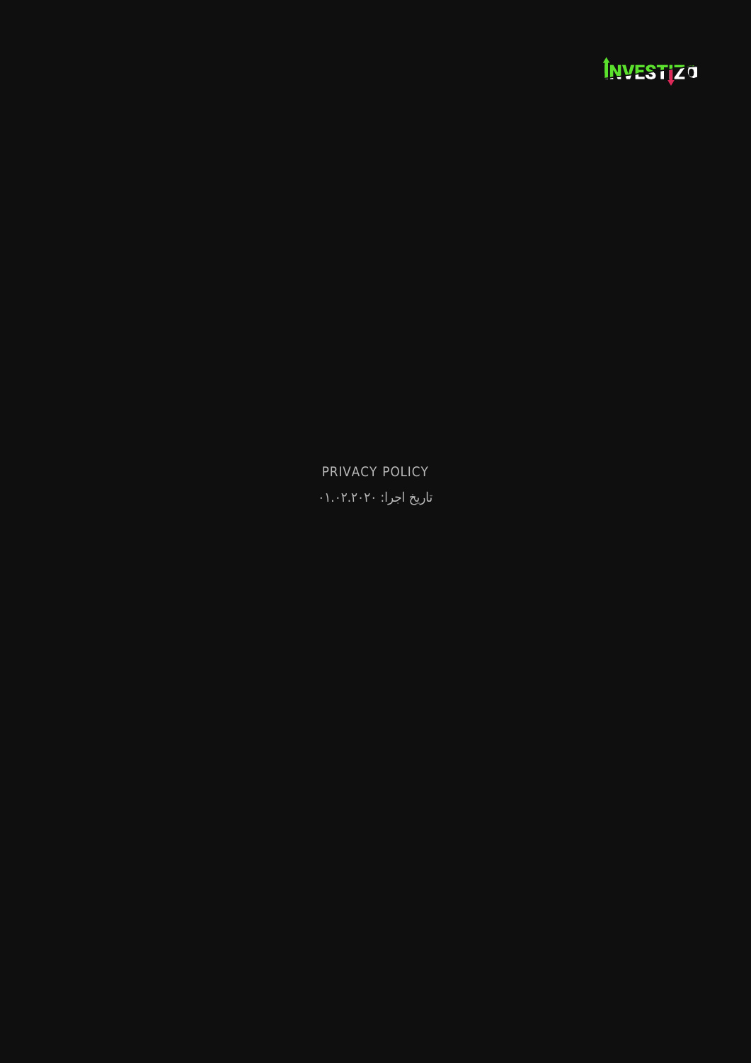INVESTIZO

# PRIVACY POLICY

تاریخ اجرا: ۰۱.۰۲.۲۰۲۰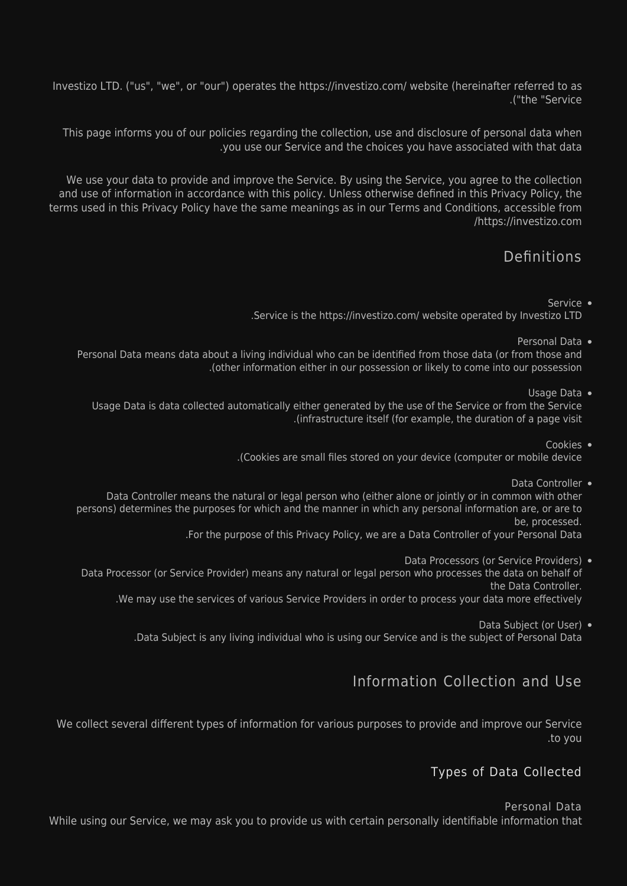Investizo LTD. ("us", "we", or "our") operates the https://investizo.com/ website (hereinafter referred to as "the "Service").

This page informs you of our policies regarding the collection, use and disclosure of personal data when you use our Service and the choices you have associated with that data.

We use your data to provide and improve the Service. By using the Service, you agree to the collection and use of information in accordance with this policy. Unless otherwise defined in this Privacy Policy, the terms used in this Privacy Policy have the same meanings as in our Terms and Conditions, accessible from https://investizo.com/

## Definitions

- Service
  Service is the https://investizo.com/ website operated by Investizo LTD.
- Personal Data
  Personal Data means data about a living individual who can be identified from those data (or from those and other information either in our possession or likely to come into our possession).
- Usage Data
  Usage Data is data collected automatically either generated by the use of the Service or from the Service infrastructure itself (for example, the duration of a page visit).
- Cookies
  Cookies are small files stored on your device (computer or mobile device).
- Data Controller
  Data Controller means the natural or legal person who (either alone or jointly or in common with other persons) determines the purposes for which and the manner in which any personal information are, or are to be, processed.
  For the purpose of this Privacy Policy, we are a Data Controller of your Personal Data.
- Data Processors (or Service Providers)
  Data Processor (or Service Provider) means any natural or legal person who processes the data on behalf of the Data Controller.
  We may use the services of various Service Providers in order to process your data more effectively.
- Data Subject (or User)
  Data Subject is any living individual who is using our Service and is the subject of Personal Data.

## Information Collection and Use

We collect several different types of information for various purposes to provide and improve our Service to you.

### Types of Data Collected

#### Personal Data

While using our Service, we may ask you to provide us with certain personally identifiable information that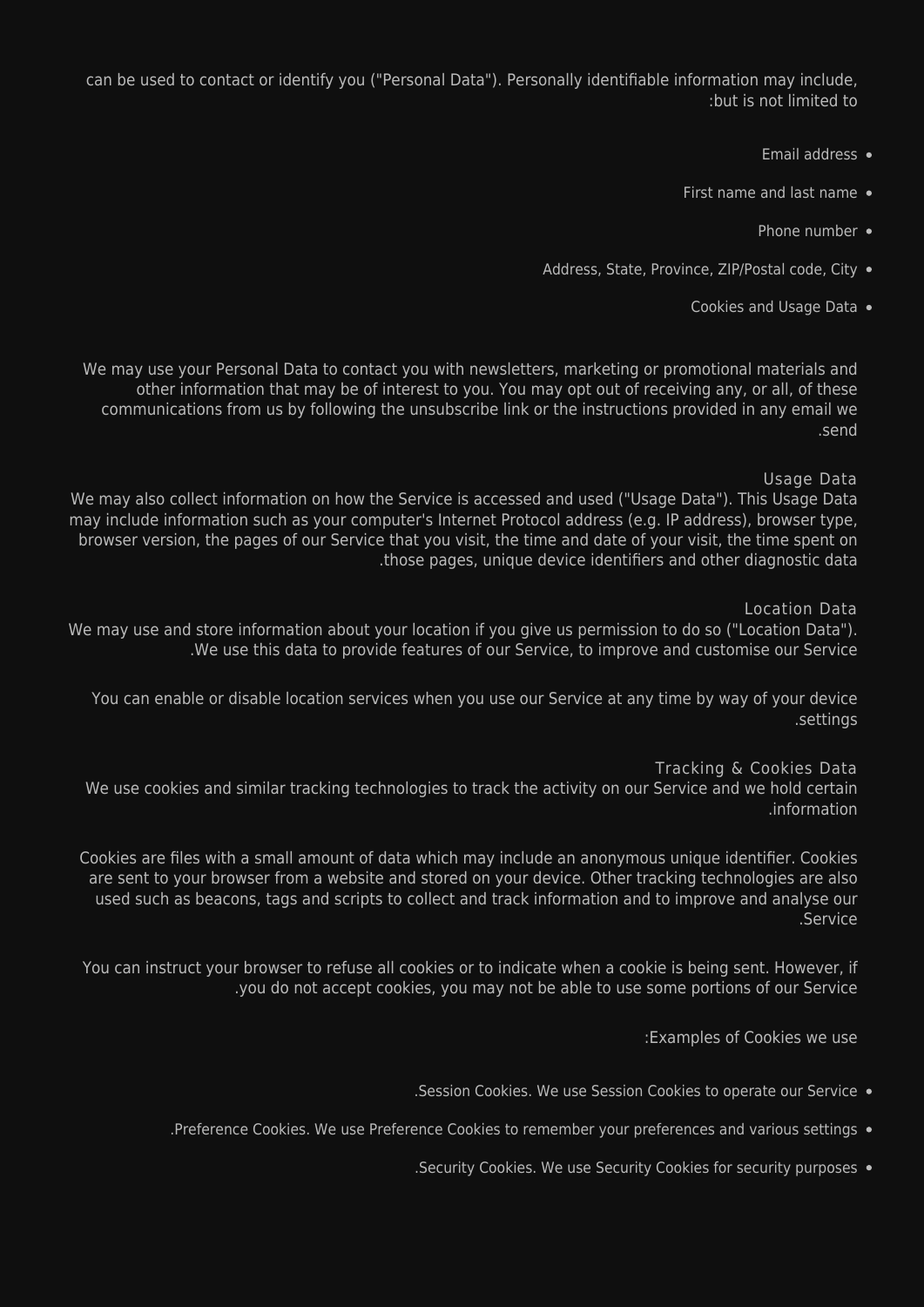can be used to contact or identify you ("Personal Data"). Personally identifiable information may include, but is not limited to:

- Email address
- First name and last name
- Phone number
- Address, State, Province, ZIP/Postal code, City
- Cookies and Usage Data

We may use your Personal Data to contact you with newsletters, marketing or promotional materials and other information that may be of interest to you. You may opt out of receiving any, or all, of these communications from us by following the unsubscribe link or the instructions provided in any email we send.

### Usage Data

We may also collect information on how the Service is accessed and used ("Usage Data"). This Usage Data may include information such as your computer's Internet Protocol address (e.g. IP address), browser type, browser version, the pages of our Service that you visit, the time and date of your visit, the time spent on those pages, unique device identifiers and other diagnostic data.

### Location Data

We may use and store information about your location if you give us permission to do so ("Location Data"). We use this data to provide features of our Service, to improve and customise our Service.

You can enable or disable location services when you use our Service at any time by way of your device settings.

### Tracking & Cookies Data

We use cookies and similar tracking technologies to track the activity on our Service and we hold certain information.

Cookies are files with a small amount of data which may include an anonymous unique identifier. Cookies are sent to your browser from a website and stored on your device. Other tracking technologies are also used such as beacons, tags and scripts to collect and track information and to improve and analyse our Service.

You can instruct your browser to refuse all cookies or to indicate when a cookie is being sent. However, if you do not accept cookies, you may not be able to use some portions of our Service.

Examples of Cookies we use:

- Session Cookies. We use Session Cookies to operate our Service.
- Preference Cookies. We use Preference Cookies to remember your preferences and various settings.
- Security Cookies. We use Security Cookies for security purposes.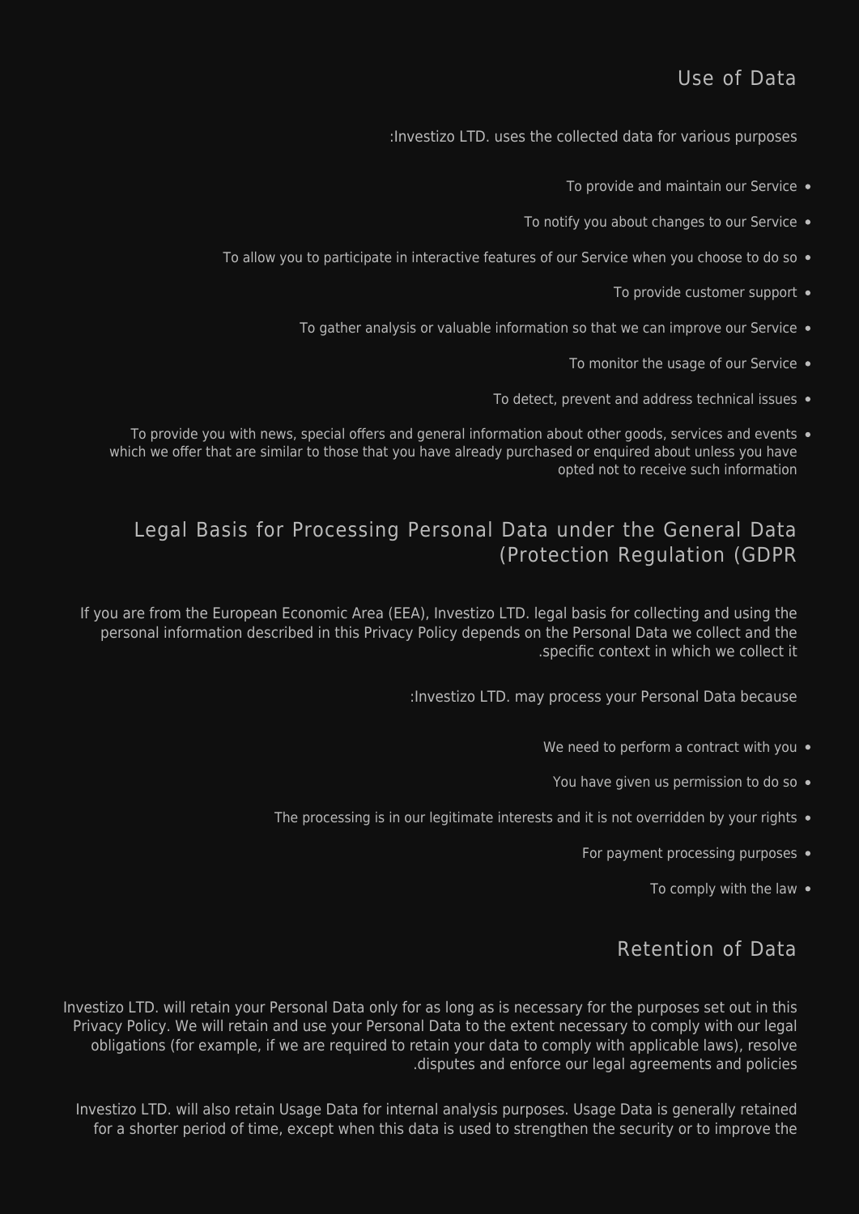## Use of Data

Investizo LTD. uses the collected data for various purposes:

- To provide and maintain our Service
- To notify you about changes to our Service
- To allow you to participate in interactive features of our Service when you choose to do so
- To provide customer support
- To gather analysis or valuable information so that we can improve our Service
- To monitor the usage of our Service
- To detect, prevent and address technical issues
- To provide you with news, special offers and general information about other goods, services and events which we offer that are similar to those that you have already purchased or enquired about unless you have opted not to receive such information

## Legal Basis for Processing Personal Data under the General Data Protection Regulation (GDPR)

If you are from the European Economic Area (EEA), Investizo LTD. legal basis for collecting and using the personal information described in this Privacy Policy depends on the Personal Data we collect and the specific context in which we collect it.

Investizo LTD. may process your Personal Data because:

- We need to perform a contract with you
- You have given us permission to do so
- The processing is in our legitimate interests and it is not overridden by your rights
- For payment processing purposes
- To comply with the law

## Retention of Data

Investizo LTD. will retain your Personal Data only for as long as is necessary for the purposes set out in this Privacy Policy. We will retain and use your Personal Data to the extent necessary to comply with our legal obligations (for example, if we are required to retain your data to comply with applicable laws), resolve disputes and enforce our legal agreements and policies.

Investizo LTD. will also retain Usage Data for internal analysis purposes. Usage Data is generally retained for a shorter period of time, except when this data is used to strengthen the security or to improve the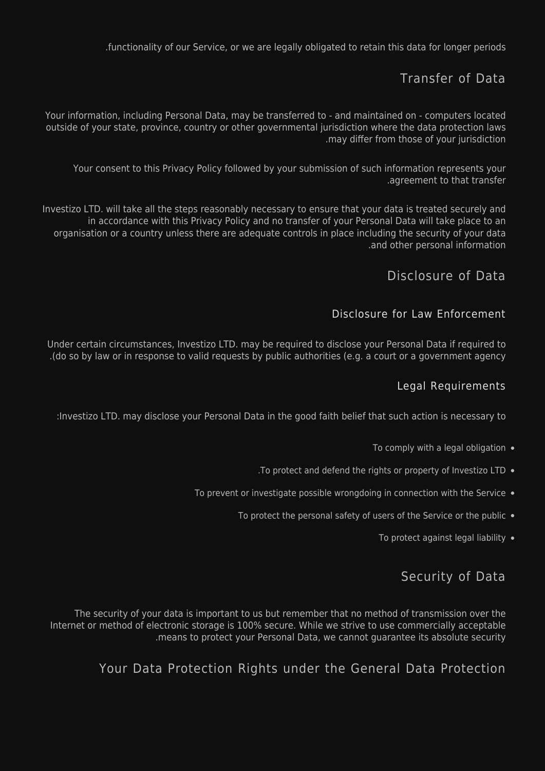.functionality of our Service, or we are legally obligated to retain this data for longer periods

## Transfer of Data

Your information, including Personal Data, may be transferred to - and maintained on - computers located outside of your state, province, country or other governmental jurisdiction where the data protection laws .may differ from those of your jurisdiction

Your consent to this Privacy Policy followed by your submission of such information represents your .agreement to that transfer

Investizo LTD. will take all the steps reasonably necessary to ensure that your data is treated securely and in accordance with this Privacy Policy and no transfer of your Personal Data will take place to an organisation or a country unless there are adequate controls in place including the security of your data .and other personal information

## Disclosure of Data

### Disclosure for Law Enforcement

Under certain circumstances, Investizo LTD. may be required to disclose your Personal Data if required to .(do so by law or in response to valid requests by public authorities (e.g. a court or a government agency

### Legal Requirements

:Investizo LTD. may disclose your Personal Data in the good faith belief that such action is necessary to

- To comply with a legal obligation
- .To protect and defend the rights or property of Investizo LTD
- To prevent or investigate possible wrongdoing in connection with the Service
- To protect the personal safety of users of the Service or the public
- To protect against legal liability

## Security of Data

The security of your data is important to us but remember that no method of transmission over the Internet or method of electronic storage is 100% secure. While we strive to use commercially acceptable .means to protect your Personal Data, we cannot guarantee its absolute security

## Your Data Protection Rights under the General Data Protection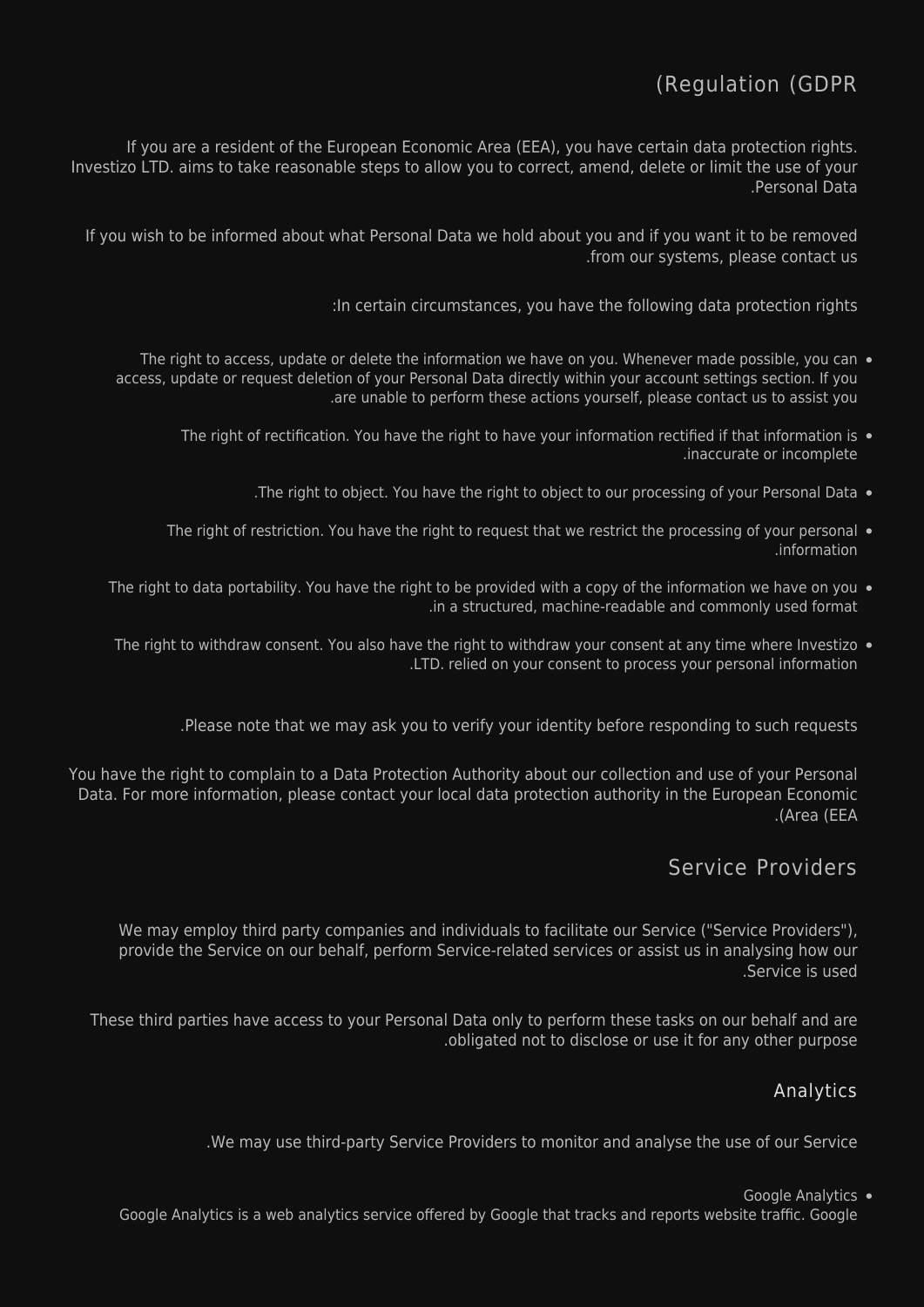## (Regulation (GDPR

If you are a resident of the European Economic Area (EEA), you have certain data protection rights. Investizo LTD. aims to take reasonable steps to allow you to correct, amend, delete or limit the use of your Personal Data.

If you wish to be informed about what Personal Data we hold about you and if you want it to be removed from our systems, please contact us.

In certain circumstances, you have the following data protection rights:

- The right to access, update or delete the information we have on you. Whenever made possible, you can access, update or request deletion of your Personal Data directly within your account settings section. If you are unable to perform these actions yourself, please contact us to assist you.
- The right of rectification. You have the right to have your information rectified if that information is inaccurate or incomplete.
- The right to object. You have the right to object to our processing of your Personal Data.
- The right of restriction. You have the right to request that we restrict the processing of your personal information.
- The right to data portability. You have the right to be provided with a copy of the information we have on you in a structured, machine-readable and commonly used format.
- The right to withdraw consent. You also have the right to withdraw your consent at any time where Investizo LTD. relied on your consent to process your personal information.

Please note that we may ask you to verify your identity before responding to such requests.

You have the right to complain to a Data Protection Authority about our collection and use of your Personal Data. For more information, please contact your local data protection authority in the European Economic Area (EEA).

## Service Providers

We may employ third party companies and individuals to facilitate our Service ("Service Providers"), provide the Service on our behalf, perform Service-related services or assist us in analysing how our Service is used.

These third parties have access to your Personal Data only to perform these tasks on our behalf and are obligated not to disclose or use it for any other purpose.

### Analytics

We may use third-party Service Providers to monitor and analyse the use of our Service.

- Google Analytics
  Google Analytics is a web analytics service offered by Google that tracks and reports website traffic. Google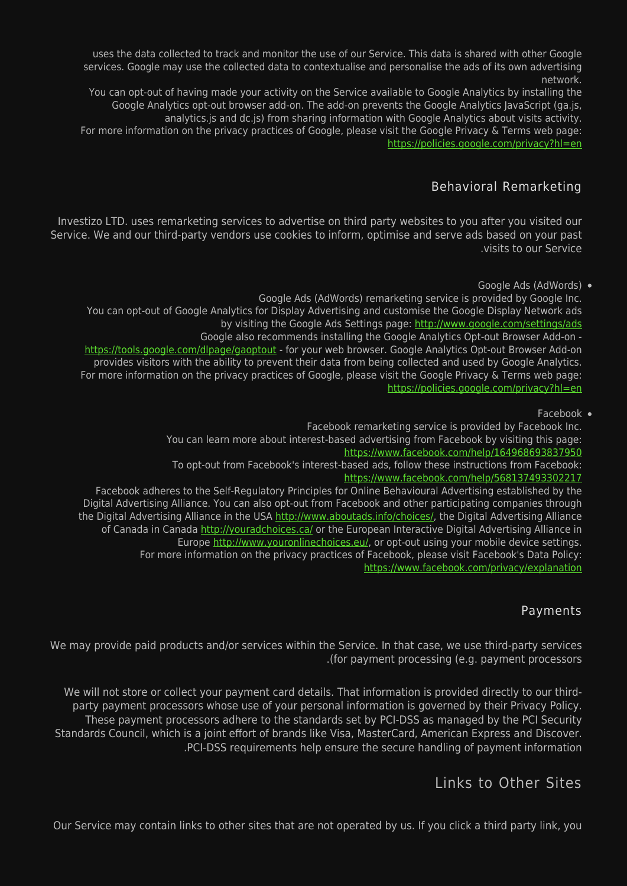uses the data collected to track and monitor the use of our Service. This data is shared with other Google services. Google may use the collected data to contextualise and personalise the ads of its own advertising network.

You can opt-out of having made your activity on the Service available to Google Analytics by installing the Google Analytics opt-out browser add-on. The add-on prevents the Google Analytics JavaScript (ga.js, analytics.js and dc.js) from sharing information with Google Analytics about visits activity.

For more information on the privacy practices of Google, please visit the Google Privacy & Terms web page: https://policies.google.com/privacy?hl=en

## Behavioral Remarketing

Investizo LTD. uses remarketing services to advertise on third party websites to you after you visited our Service. We and our third-party vendors use cookies to inform, optimise and serve ads based on your past .visits to our Service

- Google Ads (AdWords)

  Google Ads (AdWords) remarketing service is provided by Google Inc.

  You can opt-out of Google Analytics for Display Advertising and customise the Google Display Network ads by visiting the Google Ads Settings page: http://www.google.com/settings/ads

  Google also recommends installing the Google Analytics Opt-out Browser Add-on - https://tools.google.com/dlpage/gaoptout - for your web browser. Google Analytics Opt-out Browser Add-on provides visitors with the ability to prevent their data from being collected and used by Google Analytics.

  For more information on the privacy practices of Google, please visit the Google Privacy & Terms web page: https://policies.google.com/privacy?hl=en

- Facebook

  Facebook remarketing service is provided by Facebook Inc.

  You can learn more about interest-based advertising from Facebook by visiting this page: https://www.facebook.com/help/164968693837950

  To opt-out from Facebook's interest-based ads, follow these instructions from Facebook: https://www.facebook.com/help/568137493302217

  Facebook adheres to the Self-Regulatory Principles for Online Behavioural Advertising established by the Digital Advertising Alliance. You can also opt-out from Facebook and other participating companies through the Digital Advertising Alliance in the USA http://www.aboutads.info/choices/, the Digital Advertising Alliance of Canada in Canada http://youradchoices.ca/ or the European Interactive Digital Advertising Alliance in Europe http://www.youronlinechoices.eu/, or opt-out using your mobile device settings.

  For more information on the privacy practices of Facebook, please visit Facebook's Data Policy: https://www.facebook.com/privacy/explanation

## Payments

We may provide paid products and/or services within the Service. In that case, we use third-party services .(for payment processing (e.g. payment processors

We will not store or collect your payment card details. That information is provided directly to our third-party payment processors whose use of your personal information is governed by their Privacy Policy. These payment processors adhere to the standards set by PCI-DSS as managed by the PCI Security Standards Council, which is a joint effort of brands like Visa, MasterCard, American Express and Discover. .PCI-DSS requirements help ensure the secure handling of payment information

## Links to Other Sites

Our Service may contain links to other sites that are not operated by us. If you click a third party link, you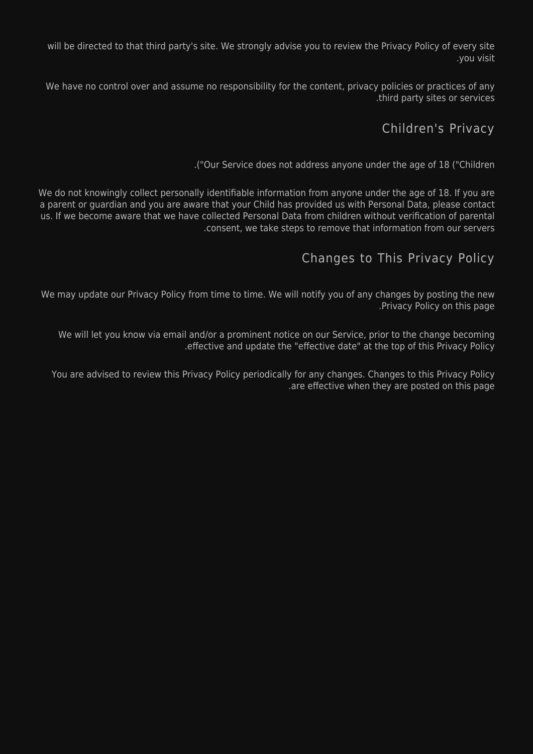will be directed to that third party's site. We strongly advise you to review the Privacy Policy of every site you visit.

We have no control over and assume no responsibility for the content, privacy policies or practices of any third party sites or services.

## Children's Privacy

Our Service does not address anyone under the age of 18 ("Children").

We do not knowingly collect personally identifiable information from anyone under the age of 18. If you are a parent or guardian and you are aware that your Child has provided us with Personal Data, please contact us. If we become aware that we have collected Personal Data from children without verification of parental consent, we take steps to remove that information from our servers.

## Changes to This Privacy Policy

We may update our Privacy Policy from time to time. We will notify you of any changes by posting the new Privacy Policy on this page.

We will let you know via email and/or a prominent notice on our Service, prior to the change becoming effective and update the "effective date" at the top of this Privacy Policy.

You are advised to review this Privacy Policy periodically for any changes. Changes to this Privacy Policy are effective when they are posted on this page.